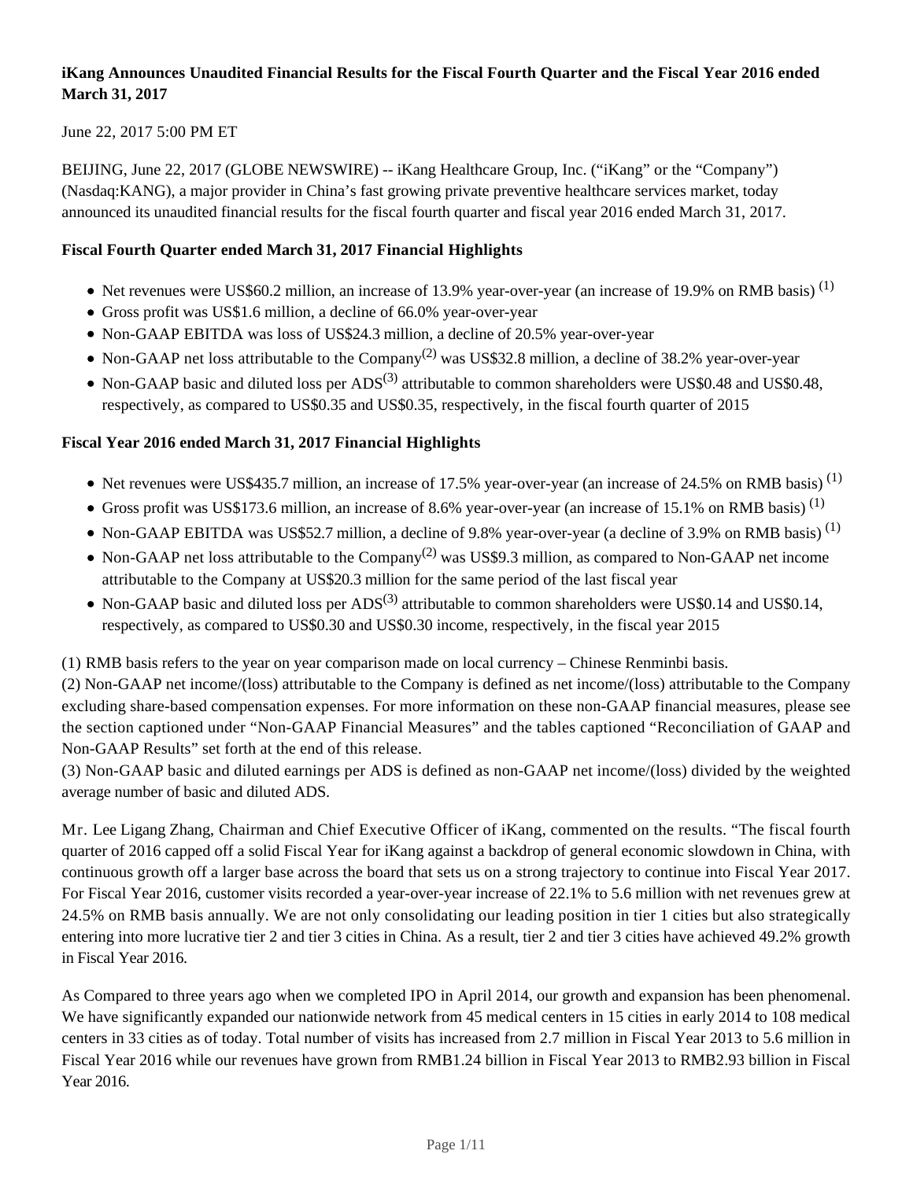**iKang Announces Unaudited Financial Results for the Fiscal Fourth Quarter and the Fiscal Year 2016 ended March 31, 2017**

June 22, 2017 5:00 PM ET

BEIJING, June 22, 2017 (GLOBE NEWSWIRE) -- iKang Healthcare Group, Inc. ("iKang" or the "Company") (Nasdaq:KANG), a major provider in China's fast growing private preventive healthcare services market, today announced its unaudited financial results for the fiscal fourth quarter and fiscal year 2016 ended March 31, 2017.

**Fiscal Fourth Quarter ended March 31, 2017 Financial Highlights**

- Net revenues were US$60.2 million, an increase of 13.9% year-over-year (an increase of 19.9% on RMB basis) (1)
- Gross profit was US$1.6 million, a decline of 66.0% year-over-year
- Non-GAAP EBITDA was loss of US$24.3 million, a decline of 20.5% year-over-year
- Non-GAAP net loss attributable to the Company(2) was US$32.8 million, a decline of 38.2% year-over-year
- Non-GAAP basic and diluted loss per ADS(3) attributable to common shareholders were US$0.48 and US$0.48, respectively, as compared to US$0.35 and US$0.35, respectively, in the fiscal fourth quarter of 2015

**Fiscal Year 2016 ended March 31, 2017 Financial Highlights**

- Net revenues were US$435.7 million, an increase of 17.5% year-over-year (an increase of 24.5% on RMB basis) (1)
- Gross profit was US$173.6 million, an increase of 8.6% year-over-year (an increase of 15.1% on RMB basis) (1)
- Non-GAAP EBITDA was US$52.7 million, a decline of 9.8% year-over-year (a decline of 3.9% on RMB basis) (1)
- Non-GAAP net loss attributable to the Company(2) was US$9.3 million, as compared to Non-GAAP net income attributable to the Company at US$20.3 million for the same period of the last fiscal year
- Non-GAAP basic and diluted loss per ADS(3) attributable to common shareholders were US$0.14 and US$0.14, respectively, as compared to US$0.30 and US$0.30 income, respectively, in the fiscal year 2015

(1) RMB basis refers to the year on year comparison made on local currency – Chinese Renminbi basis.
(2) Non-GAAP net income/(loss) attributable to the Company is defined as net income/(loss) attributable to the Company excluding share-based compensation expenses. For more information on these non-GAAP financial measures, please see the section captioned under "Non-GAAP Financial Measures" and the tables captioned "Reconciliation of GAAP and Non-GAAP Results" set forth at the end of this release.
(3) Non-GAAP basic and diluted earnings per ADS is defined as non-GAAP net income/(loss) divided by the weighted average number of basic and diluted ADS.

Mr. Lee Ligang Zhang, Chairman and Chief Executive Officer of iKang, commented on the results. "The fiscal fourth quarter of 2016 capped off a solid Fiscal Year for iKang against a backdrop of general economic slowdown in China, with continuous growth off a larger base across the board that sets us on a strong trajectory to continue into Fiscal Year 2017. For Fiscal Year 2016, customer visits recorded a year-over-year increase of 22.1% to 5.6 million with net revenues grew at 24.5% on RMB basis annually. We are not only consolidating our leading position in tier 1 cities but also strategically entering into more lucrative tier 2 and tier 3 cities in China. As a result, tier 2 and tier 3 cities have achieved 49.2% growth in Fiscal Year 2016.

As Compared to three years ago when we completed IPO in April 2014, our growth and expansion has been phenomenal. We have significantly expanded our nationwide network from 45 medical centers in 15 cities in early 2014 to 108 medical centers in 33 cities as of today. Total number of visits has increased from 2.7 million in Fiscal Year 2013 to 5.6 million in Fiscal Year 2016 while our revenues have grown from RMB1.24 billion in Fiscal Year 2013 to RMB2.93 billion in Fiscal Year 2016.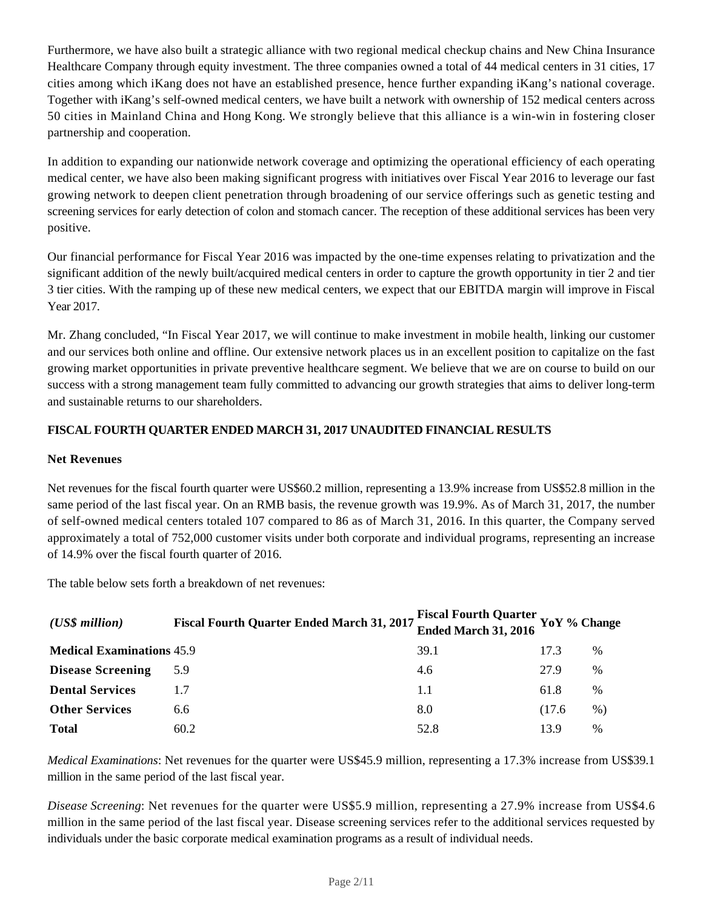Furthermore, we have also built a strategic alliance with two regional medical checkup chains and New China Insurance Healthcare Company through equity investment. The three companies owned a total of 44 medical centers in 31 cities, 17 cities among which iKang does not have an established presence, hence further expanding iKang's national coverage. Together with iKang's self-owned medical centers, we have built a network with ownership of 152 medical centers across 50 cities in Mainland China and Hong Kong. We strongly believe that this alliance is a win-win in fostering closer partnership and cooperation.

In addition to expanding our nationwide network coverage and optimizing the operational efficiency of each operating medical center, we have also been making significant progress with initiatives over Fiscal Year 2016 to leverage our fast growing network to deepen client penetration through broadening of our service offerings such as genetic testing and screening services for early detection of colon and stomach cancer. The reception of these additional services has been very positive.

Our financial performance for Fiscal Year 2016 was impacted by the one-time expenses relating to privatization and the significant addition of the newly built/acquired medical centers in order to capture the growth opportunity in tier 2 and tier 3 tier cities. With the ramping up of these new medical centers, we expect that our EBITDA margin will improve in Fiscal Year 2017.

Mr. Zhang concluded, "In Fiscal Year 2017, we will continue to make investment in mobile health, linking our customer and our services both online and offline. Our extensive network places us in an excellent position to capitalize on the fast growing market opportunities in private preventive healthcare segment. We believe that we are on course to build on our success with a strong management team fully committed to advancing our growth strategies that aims to deliver long-term and sustainable returns to our shareholders.

**FISCAL FOURTH QUARTER ENDED MARCH 31, 2017 UNAUDITED FINANCIAL RESULTS**

**Net Revenues**

Net revenues for the fiscal fourth quarter were US$60.2 million, representing a 13.9% increase from US$52.8 million in the same period of the last fiscal year. On an RMB basis, the revenue growth was 19.9%. As of March 31, 2017, the number of self-owned medical centers totaled 107 compared to 86 as of March 31, 2016. In this quarter, the Company served approximately a total of 752,000 customer visits under both corporate and individual programs, representing an increase of 14.9% over the fiscal fourth quarter of 2016.

The table below sets forth a breakdown of net revenues:

| *(US$ million)* | **Fiscal Fourth Quarter Ended March 31, 2017** | **Fiscal Fourth Quarter Ended March 31, 2016** | **YoY % Change** |
|---|---|---|---|
| **Medical Examinations** | 45.9 | 39.1 | 17.3 % |
| **Disease Screening** | 5.9 | 4.6 | 27.9 % |
| **Dental Services** | 1.7 | 1.1 | 61.8 % |
| **Other Services** | 6.6 | 8.0 | (17.6 %) |
| **Total** | 60.2 | 52.8 | 13.9 % |

*Medical Examinations*: Net revenues for the quarter were US$45.9 million, representing a 17.3% increase from US$39.1 million in the same period of the last fiscal year.

*Disease Screening*: Net revenues for the quarter were US$5.9 million, representing a 27.9% increase from US$4.6 million in the same period of the last fiscal year. Disease screening services refer to the additional services requested by individuals under the basic corporate medical examination programs as a result of individual needs.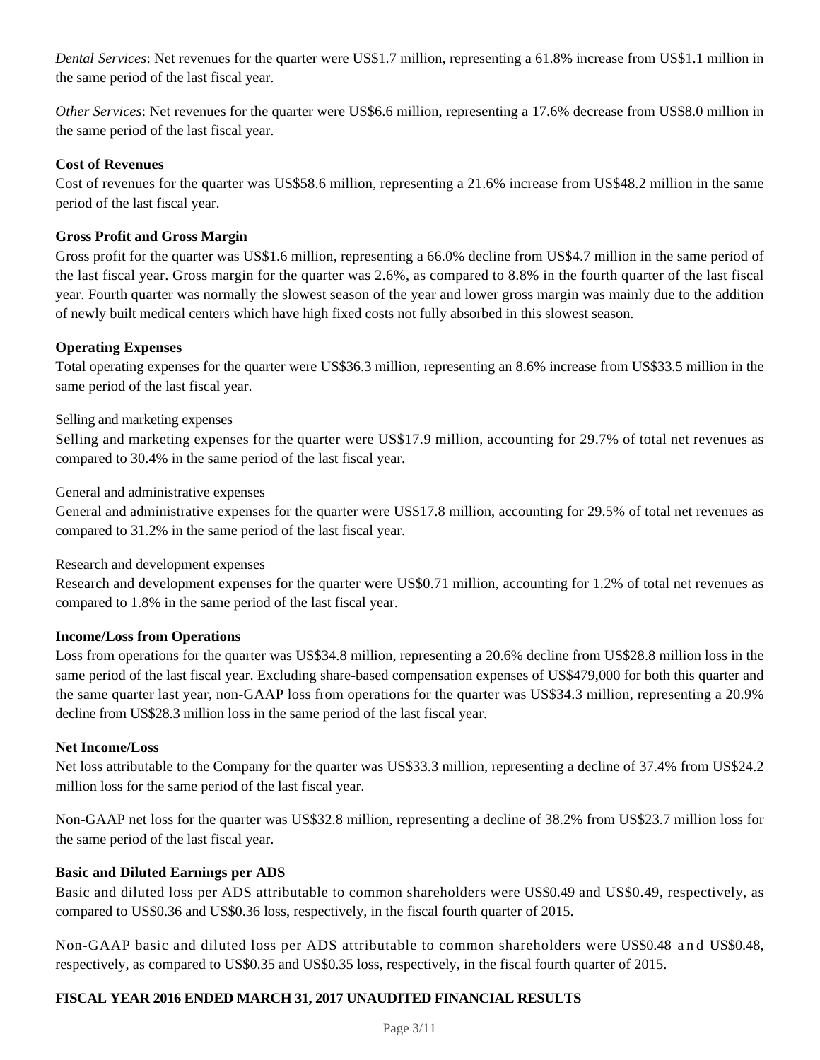*Dental Services*: Net revenues for the quarter were US$1.7 million, representing a 61.8% increase from US$1.1 million in the same period of the last fiscal year.

*Other Services*: Net revenues for the quarter were US$6.6 million, representing a 17.6% decrease from US$8.0 million in the same period of the last fiscal year.

**Cost of Revenues**

Cost of revenues for the quarter was US$58.6 million, representing a 21.6% increase from US$48.2 million in the same period of the last fiscal year.

**Gross Profit and Gross Margin**

Gross profit for the quarter was US$1.6 million, representing a 66.0% decline from US$4.7 million in the same period of the last fiscal year. Gross margin for the quarter was 2.6%, as compared to 8.8% in the fourth quarter of the last fiscal year. Fourth quarter was normally the slowest season of the year and lower gross margin was mainly due to the addition of newly built medical centers which have high fixed costs not fully absorbed in this slowest season.

**Operating Expenses**

Total operating expenses for the quarter were US$36.3 million, representing an 8.6% increase from US$33.5 million in the same period of the last fiscal year.

Selling and marketing expenses

Selling and marketing expenses for the quarter were US$17.9 million, accounting for 29.7% of total net revenues as compared to 30.4% in the same period of the last fiscal year.

General and administrative expenses

General and administrative expenses for the quarter were US$17.8 million, accounting for 29.5% of total net revenues as compared to 31.2% in the same period of the last fiscal year.

Research and development expenses

Research and development expenses for the quarter were US$0.71 million, accounting for 1.2% of total net revenues as compared to 1.8% in the same period of the last fiscal year.

**Income/Loss from Operations**

Loss from operations for the quarter was US$34.8 million, representing a 20.6% decline from US$28.8 million loss in the same period of the last fiscal year. Excluding share-based compensation expenses of US$479,000 for both this quarter and the same quarter last year, non-GAAP loss from operations for the quarter was US$34.3 million, representing a 20.9% decline from US$28.3 million loss in the same period of the last fiscal year.

**Net Income/Loss**

Net loss attributable to the Company for the quarter was US$33.3 million, representing a decline of 37.4% from US$24.2 million loss for the same period of the last fiscal year.

Non-GAAP net loss for the quarter was US$32.8 million, representing a decline of 38.2% from US$23.7 million loss for the same period of the last fiscal year.

**Basic and Diluted Earnings per ADS**

Basic and diluted loss per ADS attributable to common shareholders were US$0.49 and US$0.49, respectively, as compared to US$0.36 and US$0.36 loss, respectively, in the fiscal fourth quarter of 2015.

Non-GAAP basic and diluted loss per ADS attributable to common shareholders were US$0.48 and US$0.48, respectively, as compared to US$0.35 and US$0.35 loss, respectively, in the fiscal fourth quarter of 2015.

**FISCAL YEAR 2016 ENDED MARCH 31, 2017 UNAUDITED FINANCIAL RESULTS**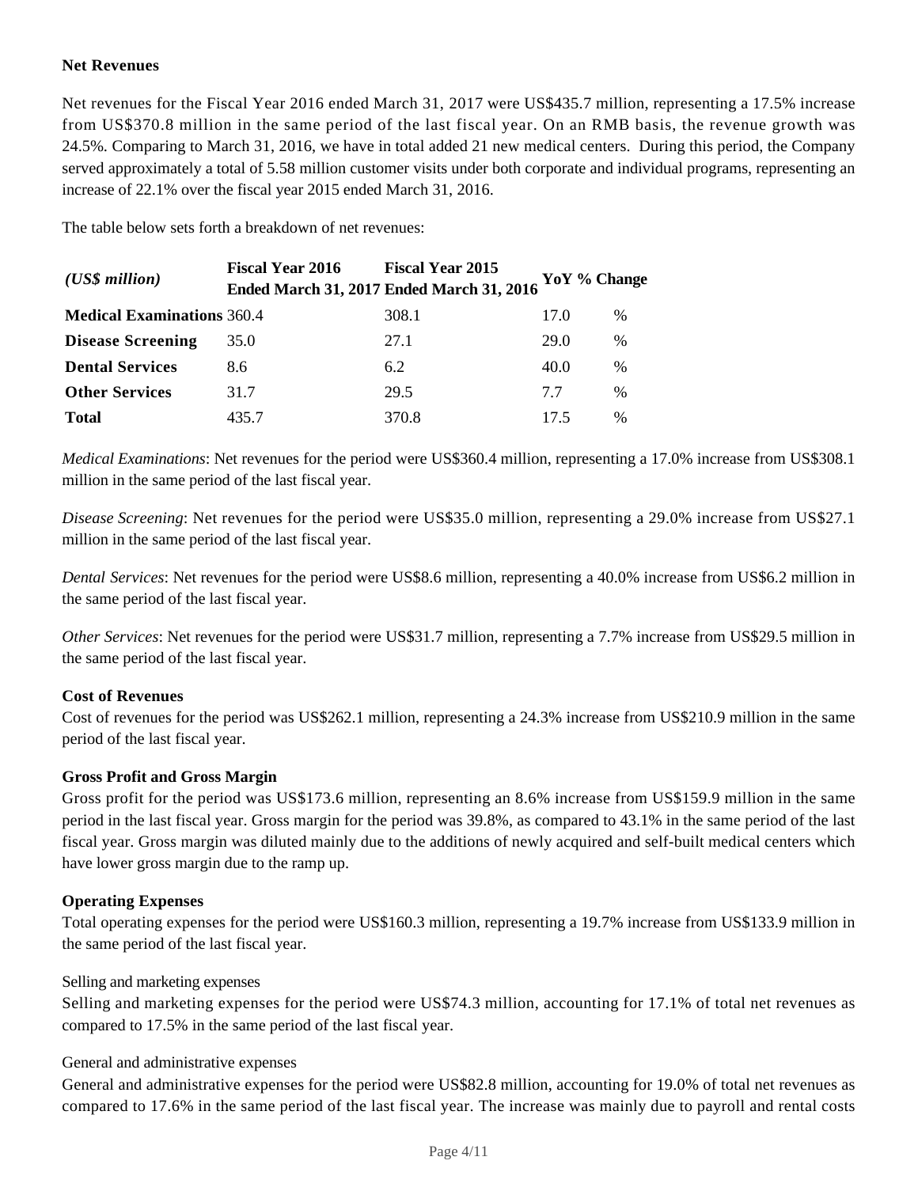**Net Revenues**

Net revenues for the Fiscal Year 2016 ended March 31, 2017 were US$435.7 million, representing a 17.5% increase from US$370.8 million in the same period of the last fiscal year. On an RMB basis, the revenue growth was 24.5%. Comparing to March 31, 2016, we have in total added 21 new medical centers. During this period, the Company served approximately a total of 5.58 million customer visits under both corporate and individual programs, representing an increase of 22.1% over the fiscal year 2015 ended March 31, 2016.

The table below sets forth a breakdown of net revenues:

| *(US$ million)* | Fiscal Year 2016 Ended March 31, 2017 | Fiscal Year 2015 Ended March 31, 2016 | YoY % Change | |
|---|---|---|---|---|
| **Medical Examinations** | 360.4 | 308.1 | 17.0 | % |
| **Disease Screening** | 35.0 | 27.1 | 29.0 | % |
| **Dental Services** | 8.6 | 6.2 | 40.0 | % |
| **Other Services** | 31.7 | 29.5 | 7.7 | % |
| **Total** | 435.7 | 370.8 | 17.5 | % |

*Medical Examinations*: Net revenues for the period were US$360.4 million, representing a 17.0% increase from US$308.1 million in the same period of the last fiscal year.

*Disease Screening*: Net revenues for the period were US$35.0 million, representing a 29.0% increase from US$27.1 million in the same period of the last fiscal year.

*Dental Services*: Net revenues for the period were US$8.6 million, representing a 40.0% increase from US$6.2 million in the same period of the last fiscal year.

*Other Services*: Net revenues for the period were US$31.7 million, representing a 7.7% increase from US$29.5 million in the same period of the last fiscal year.

**Cost of Revenues**

Cost of revenues for the period was US$262.1 million, representing a 24.3% increase from US$210.9 million in the same period of the last fiscal year.

**Gross Profit and Gross Margin**

Gross profit for the period was US$173.6 million, representing an 8.6% increase from US$159.9 million in the same period in the last fiscal year. Gross margin for the period was 39.8%, as compared to 43.1% in the same period of the last fiscal year. Gross margin was diluted mainly due to the additions of newly acquired and self-built medical centers which have lower gross margin due to the ramp up.

**Operating Expenses**

Total operating expenses for the period were US$160.3 million, representing a 19.7% increase from US$133.9 million in the same period of the last fiscal year.

Selling and marketing expenses

Selling and marketing expenses for the period were US$74.3 million, accounting for 17.1% of total net revenues as compared to 17.5% in the same period of the last fiscal year.

General and administrative expenses

General and administrative expenses for the period were US$82.8 million, accounting for 19.0% of total net revenues as compared to 17.6% in the same period of the last fiscal year. The increase was mainly due to payroll and rental costs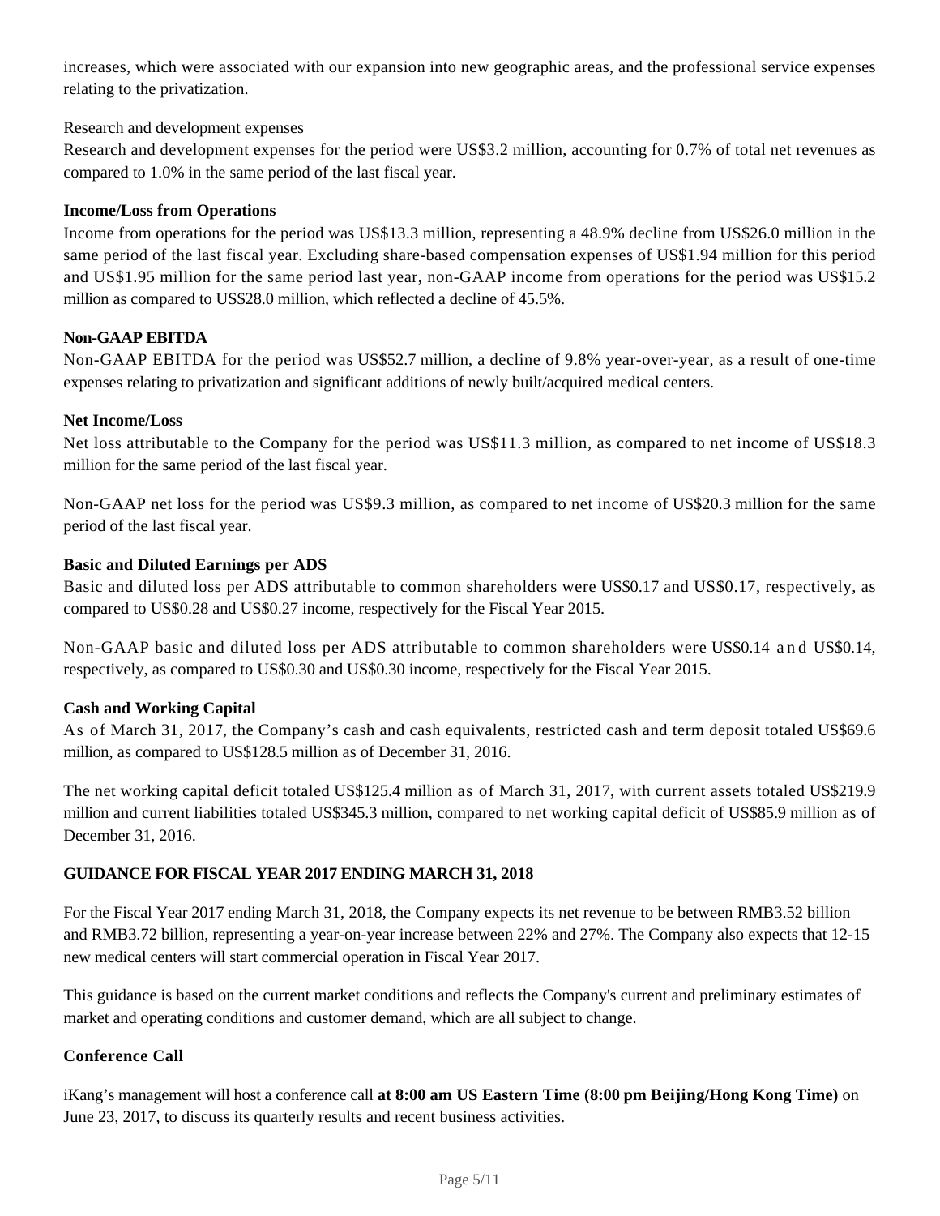increases, which were associated with our expansion into new geographic areas, and the professional service expenses relating to the privatization.

Research and development expenses

Research and development expenses for the period were US$3.2 million, accounting for 0.7% of total net revenues as compared to 1.0% in the same period of the last fiscal year.

**Income/Loss from Operations**

Income from operations for the period was US$13.3 million, representing a 48.9% decline from US$26.0 million in the same period of the last fiscal year. Excluding share-based compensation expenses of US$1.94 million for this period and US$1.95 million for the same period last year, non-GAAP income from operations for the period was US$15.2 million as compared to US$28.0 million, which reflected a decline of 45.5%.

**Non-GAAP EBITDA**

Non-GAAP EBITDA for the period was US$52.7 million, a decline of 9.8% year-over-year, as a result of one-time expenses relating to privatization and significant additions of newly built/acquired medical centers.

**Net Income/Loss**

Net loss attributable to the Company for the period was US$11.3 million, as compared to net income of US$18.3 million for the same period of the last fiscal year.

Non-GAAP net loss for the period was US$9.3 million, as compared to net income of US$20.3 million for the same period of the last fiscal year.

**Basic and Diluted Earnings per ADS**

Basic and diluted loss per ADS attributable to common shareholders were US$0.17 and US$0.17, respectively, as compared to US$0.28 and US$0.27 income, respectively for the Fiscal Year 2015.

Non-GAAP basic and diluted loss per ADS attributable to common shareholders were US$0.14 and US$0.14, respectively, as compared to US$0.30 and US$0.30 income, respectively for the Fiscal Year 2015.

**Cash and Working Capital**

As of March 31, 2017, the Company's cash and cash equivalents, restricted cash and term deposit totaled US$69.6 million, as compared to US$128.5 million as of December 31, 2016.

The net working capital deficit totaled US$125.4 million as of March 31, 2017, with current assets totaled US$219.9 million and current liabilities totaled US$345.3 million, compared to net working capital deficit of US$85.9 million as of December 31, 2016.

**GUIDANCE FOR FISCAL YEAR 2017 ENDING MARCH 31, 2018**

For the Fiscal Year 2017 ending March 31, 2018, the Company expects its net revenue to be between RMB3.52 billion and RMB3.72 billion, representing a year-on-year increase between 22% and 27%. The Company also expects that 12-15 new medical centers will start commercial operation in Fiscal Year 2017.

This guidance is based on the current market conditions and reflects the Company's current and preliminary estimates of market and operating conditions and customer demand, which are all subject to change.

**Conference Call**

iKang's management will host a conference call **at 8:00 am US Eastern Time (8:00 pm Beijing/Hong Kong Time)** on June 23, 2017, to discuss its quarterly results and recent business activities.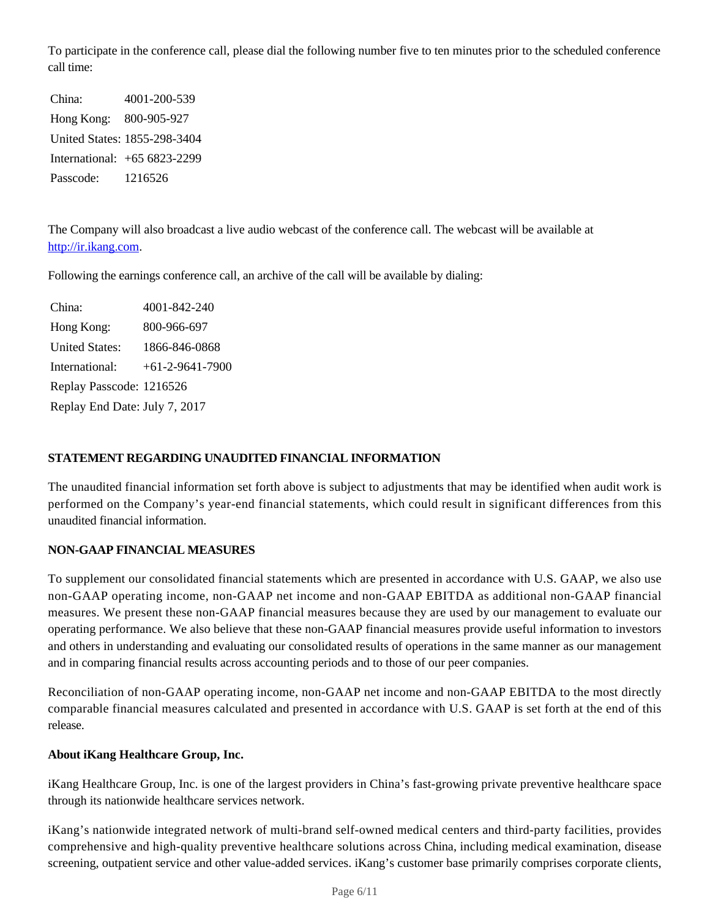To participate in the conference call, please dial the following number five to ten minutes prior to the scheduled conference call time:

| | |
|---|---|
| China: | 4001-200-539 |
| Hong Kong: | 800-905-927 |
| United States: | 1855-298-3404 |
| International: | +65 6823-2299 |
| Passcode: | 1216526 |

The Company will also broadcast a live audio webcast of the conference call. The webcast will be available at http://ir.ikang.com.

Following the earnings conference call, an archive of the call will be available by dialing:

| | |
|---|---|
| China: | 4001-842-240 |
| Hong Kong: | 800-966-697 |
| United States: | 1866-846-0868 |
| International: | +61-2-9641-7900 |
| Replay Passcode: | 1216526 |
| Replay End Date: | July 7, 2017 |

**STATEMENT REGARDING UNAUDITED FINANCIAL INFORMATION**

The unaudited financial information set forth above is subject to adjustments that may be identified when audit work is performed on the Company's year-end financial statements, which could result in significant differences from this unaudited financial information.

**NON-GAAP FINANCIAL MEASURES**

To supplement our consolidated financial statements which are presented in accordance with U.S. GAAP, we also use non-GAAP operating income, non-GAAP net income and non-GAAP EBITDA as additional non-GAAP financial measures. We present these non-GAAP financial measures because they are used by our management to evaluate our operating performance. We also believe that these non-GAAP financial measures provide useful information to investors and others in understanding and evaluating our consolidated results of operations in the same manner as our management and in comparing financial results across accounting periods and to those of our peer companies.

Reconciliation of non-GAAP operating income, non-GAAP net income and non-GAAP EBITDA to the most directly comparable financial measures calculated and presented in accordance with U.S. GAAP is set forth at the end of this release.

**About iKang Healthcare Group, Inc.**

iKang Healthcare Group, Inc. is one of the largest providers in China's fast-growing private preventive healthcare space through its nationwide healthcare services network.

iKang's nationwide integrated network of multi-brand self-owned medical centers and third-party facilities, provides comprehensive and high-quality preventive healthcare solutions across China, including medical examination, disease screening, outpatient service and other value-added services. iKang's customer base primarily comprises corporate clients,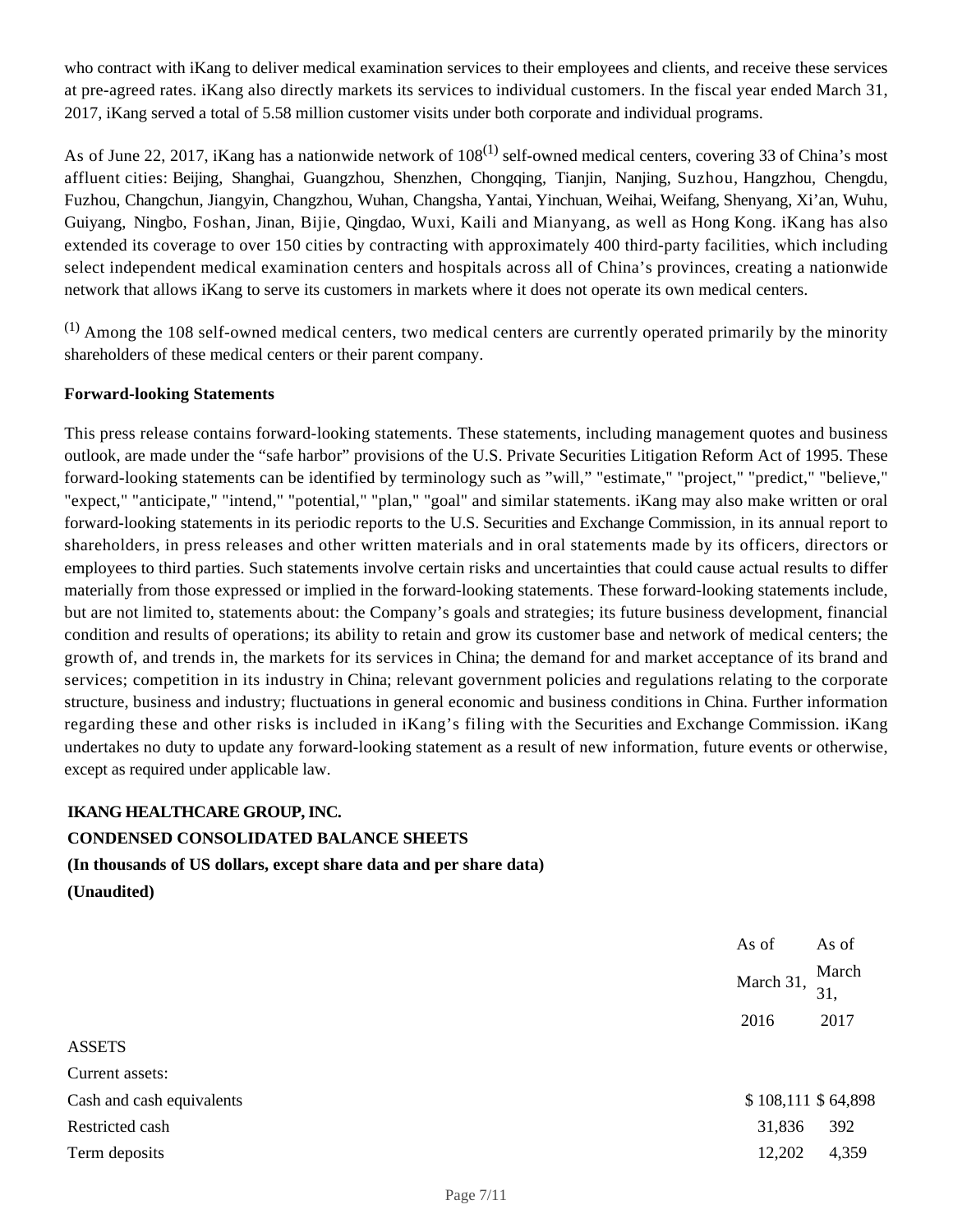who contract with iKang to deliver medical examination services to their employees and clients, and receive these services at pre-agreed rates. iKang also directly markets its services to individual customers. In the fiscal year ended March 31, 2017, iKang served a total of 5.58 million customer visits under both corporate and individual programs.

As of June 22, 2017, iKang has a nationwide network of 108[(1)] self-owned medical centers, covering 33 of China's most affluent cities: Beijing, Shanghai, Guangzhou, Shenzhen, Chongqing, Tianjin, Nanjing, Suzhou, Hangzhou, Chengdu, Fuzhou, Changchun, Jiangyin, Changzhou, Wuhan, Changsha, Yantai, Yinchuan, Weihai, Weifang, Shenyang, Xi'an, Wuhu, Guiyang, Ningbo, Foshan, Jinan, Bijie, Qingdao, Wuxi, Kaili and Mianyang, as well as Hong Kong. iKang has also extended its coverage to over 150 cities by contracting with approximately 400 third-party facilities, which including select independent medical examination centers and hospitals across all of China's provinces, creating a nationwide network that allows iKang to serve its customers in markets where it does not operate its own medical centers.

[(1)] Among the 108 self-owned medical centers, two medical centers are currently operated primarily by the minority shareholders of these medical centers or their parent company.

**Forward-looking Statements**

This press release contains forward-looking statements. These statements, including management quotes and business outlook, are made under the "safe harbor" provisions of the U.S. Private Securities Litigation Reform Act of 1995. These forward-looking statements can be identified by terminology such as "will," "estimate," "project," "predict," "believe," "expect," "anticipate," "intend," "potential," "plan," "goal" and similar statements. iKang may also make written or oral forward-looking statements in its periodic reports to the U.S. Securities and Exchange Commission, in its annual report to shareholders, in press releases and other written materials and in oral statements made by its officers, directors or employees to third parties. Such statements involve certain risks and uncertainties that could cause actual results to differ materially from those expressed or implied in the forward-looking statements. These forward-looking statements include, but are not limited to, statements about: the Company's goals and strategies; its future business development, financial condition and results of operations; its ability to retain and grow its customer base and network of medical centers; the growth of, and trends in, the markets for its services in China; the demand for and market acceptance of its brand and services; competition in its industry in China; relevant government policies and regulations relating to the corporate structure, business and industry; fluctuations in general economic and business conditions in China. Further information regarding these and other risks is included in iKang's filing with the Securities and Exchange Commission. iKang undertakes no duty to update any forward-looking statement as a result of new information, future events or otherwise, except as required under applicable law.

**IKANG HEALTHCARE GROUP, INC.**

**CONDENSED CONSOLIDATED BALANCE SHEETS**

**(In thousands of US dollars, except share data and per share data)**

**(Unaudited)**

| | As of March 31, 2016 | As of March 31, 2017 |
|---|---|---|
| ASSETS | | |
| Current assets: | | |
| Cash and cash equivalents | $ 108,111 | $ 64,898 |
| Restricted cash | 31,836 | 392 |
| Term deposits | 12,202 | 4,359 |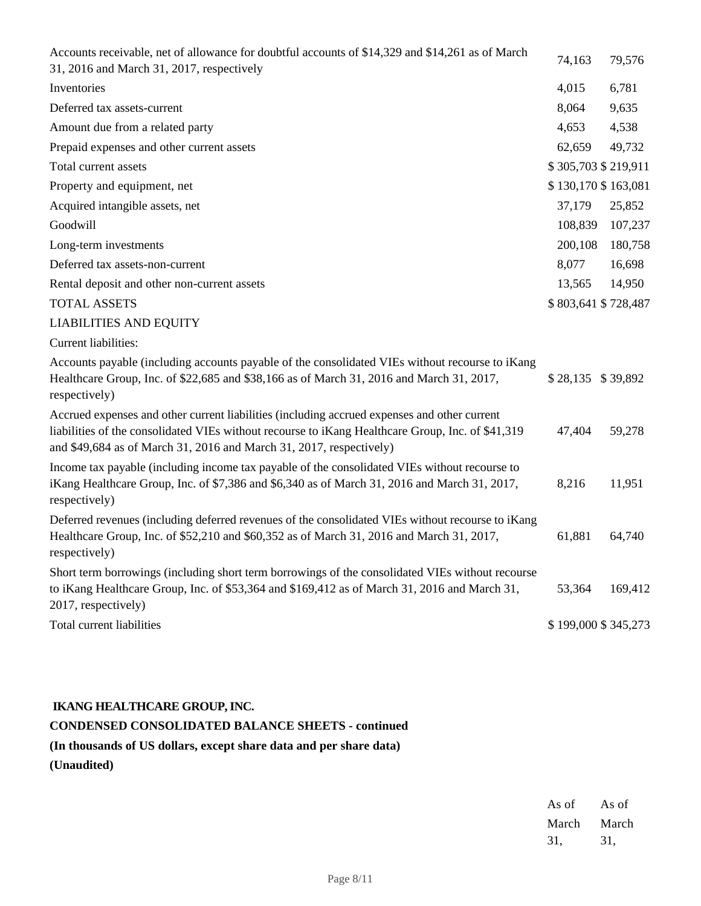| | | |
|---|---|---|
| Accounts receivable, net of allowance for doubtful accounts of $14,329 and $14,261 as of March 31, 2016 and March 31, 2017, respectively | 74,163 | 79,576 |
| Inventories | 4,015 | 6,781 |
| Deferred tax assets-current | 8,064 | 9,635 |
| Amount due from a related party | 4,653 | 4,538 |
| Prepaid expenses and other current assets | 62,659 | 49,732 |
| Total current assets | $ 305,703 | $ 219,911 |
| Property and equipment, net | $ 130,170 | $ 163,081 |
| Acquired intangible assets, net | 37,179 | 25,852 |
| Goodwill | 108,839 | 107,237 |
| Long-term investments | 200,108 | 180,758 |
| Deferred tax assets-non-current | 8,077 | 16,698 |
| Rental deposit and other non-current assets | 13,565 | 14,950 |
| TOTAL ASSETS | $ 803,641 | $ 728,487 |
| LIABILITIES AND EQUITY | | |
| Current liabilities: | | |
| Accounts payable (including accounts payable of the consolidated VIEs without recourse to iKang Healthcare Group, Inc. of $22,685 and $38,166 as of March 31, 2016 and March 31, 2017, respectively) | $ 28,135 | $ 39,892 |
| Accrued expenses and other current liabilities (including accrued expenses and other current liabilities of the consolidated VIEs without recourse to iKang Healthcare Group, Inc. of $41,319 and $49,684 as of March 31, 2016 and March 31, 2017, respectively) | 47,404 | 59,278 |
| Income tax payable (including income tax payable of the consolidated VIEs without recourse to iKang Healthcare Group, Inc. of $7,386 and $6,340 as of March 31, 2016 and March 31, 2017, respectively) | 8,216 | 11,951 |
| Deferred revenues (including deferred revenues of the consolidated VIEs without recourse to iKang Healthcare Group, Inc. of $52,210 and $60,352 as of March 31, 2016 and March 31, 2017, respectively) | 61,881 | 64,740 |
| Short term borrowings (including short term borrowings of the consolidated VIEs without recourse to iKang Healthcare Group, Inc. of $53,364 and $169,412 as of March 31, 2016 and March 31, 2017, respectively) | 53,364 | 169,412 |
| Total current liabilities | $ 199,000 | $ 345,273 |

**IKANG HEALTHCARE GROUP, INC.**

**CONDENSED CONSOLIDATED BALANCE SHEETS - continued**

**(In thousands of US dollars, except share data and per share data)**

**(Unaudited)**

| | As of March 31, | As of March 31, |
|---|---|---|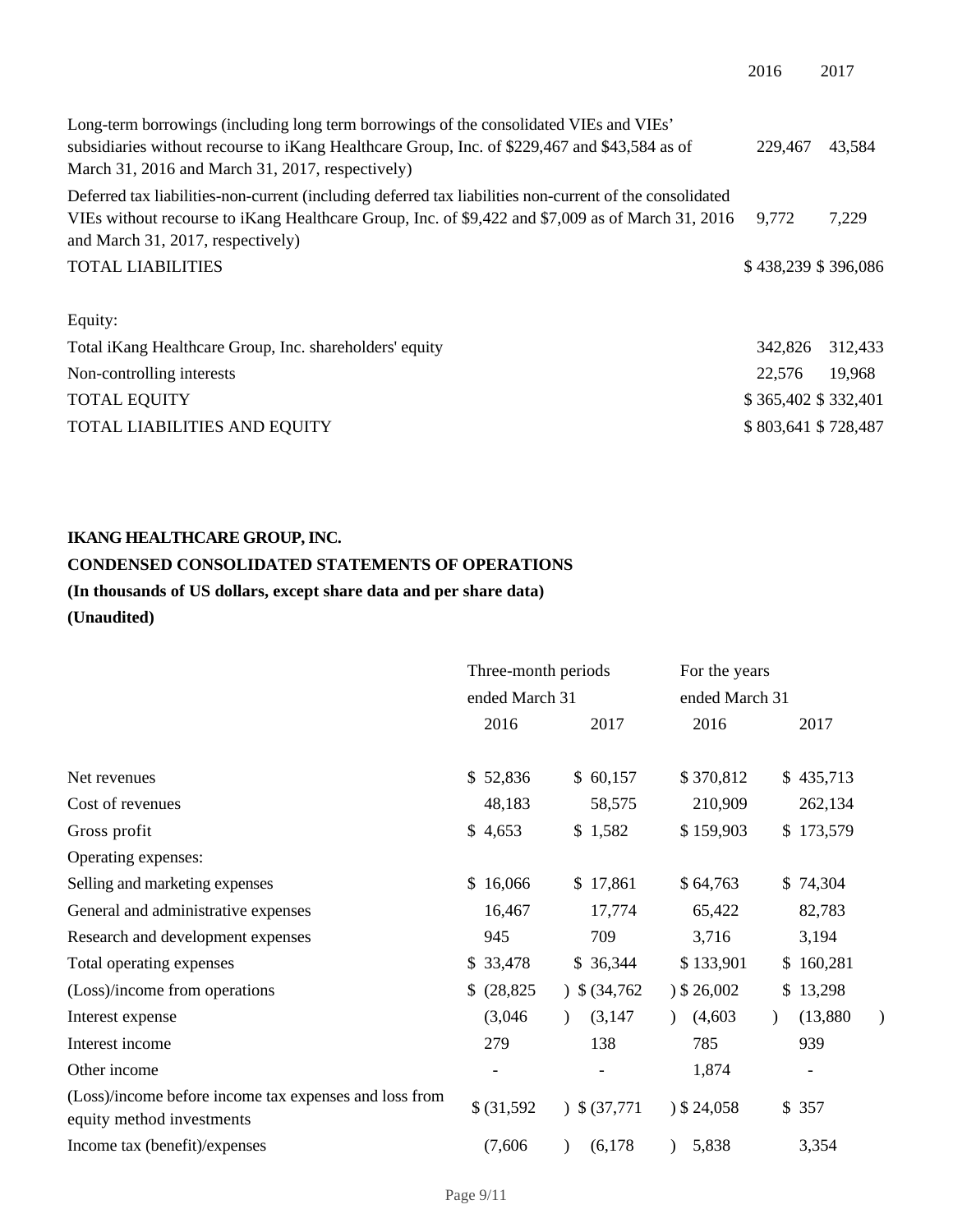| | 2016 | 2017 |
|---|---|---|
| Long-term borrowings (including long term borrowings of the consolidated VIEs and VIEs' subsidiaries without recourse to iKang Healthcare Group, Inc. of $229,467 and $43,584 as of March 31, 2016 and March 31, 2017, respectively) | 229,467 | 43,584 |
| Deferred tax liabilities-non-current (including deferred tax liabilities non-current of the consolidated VIEs without recourse to iKang Healthcare Group, Inc. of $9,422 and $7,009 as of March 31, 2016 and March 31, 2017, respectively) | 9,772 | 7,229 |
| TOTAL LIABILITIES | $ 438,239 | $ 396,086 |
| | | |
| Equity: | | |
| Total iKang Healthcare Group, Inc. shareholders' equity | 342,826 | 312,433 |
| Non-controlling interests | 22,576 | 19,968 |
| TOTAL EQUITY | $ 365,402 | $ 332,401 |
| TOTAL LIABILITIES AND EQUITY | $ 803,641 | $ 728,487 |

**IKANG HEALTHCARE GROUP, INC.**

**CONDENSED CONSOLIDATED STATEMENTS OF OPERATIONS**

**(In thousands of US dollars, except share data and per share data)**

**(Unaudited)**

| | Three-month periods ended March 31 | | For the years ended March 31 | |
|---|---|---|---|---|
| | 2016 | 2017 | 2016 | 2017 |
| Net revenues | $ 52,836 | $ 60,157 | $ 370,812 | $ 435,713 |
| Cost of revenues | 48,183 | 58,575 | 210,909 | 262,134 |
| Gross profit | $ 4,653 | $ 1,582 | $ 159,903 | $ 173,579 |
| Operating expenses: | | | | |
| Selling and marketing expenses | $ 16,066 | $ 17,861 | $ 64,763 | $ 74,304 |
| General and administrative expenses | 16,467 | 17,774 | 65,422 | 82,783 |
| Research and development expenses | 945 | 709 | 3,716 | 3,194 |
| Total operating expenses | $ 33,478 | $ 36,344 | $ 133,901 | $ 160,281 |
| (Loss)/income from operations | $ (28,825) | $ (34,762) | $ 26,002 | $ 13,298 |
| Interest expense | (3,046) | (3,147) | (4,603) | (13,880) |
| Interest income | 279 | 138 | 785 | 939 |
| Other income | - | - | 1,874 | - |
| (Loss)/income before income tax expenses and loss from equity method investments | $ (31,592) | $ (37,771) | $ 24,058 | $ 357 |
| Income tax (benefit)/expenses | (7,606) | (6,178) | 5,838 | 3,354 |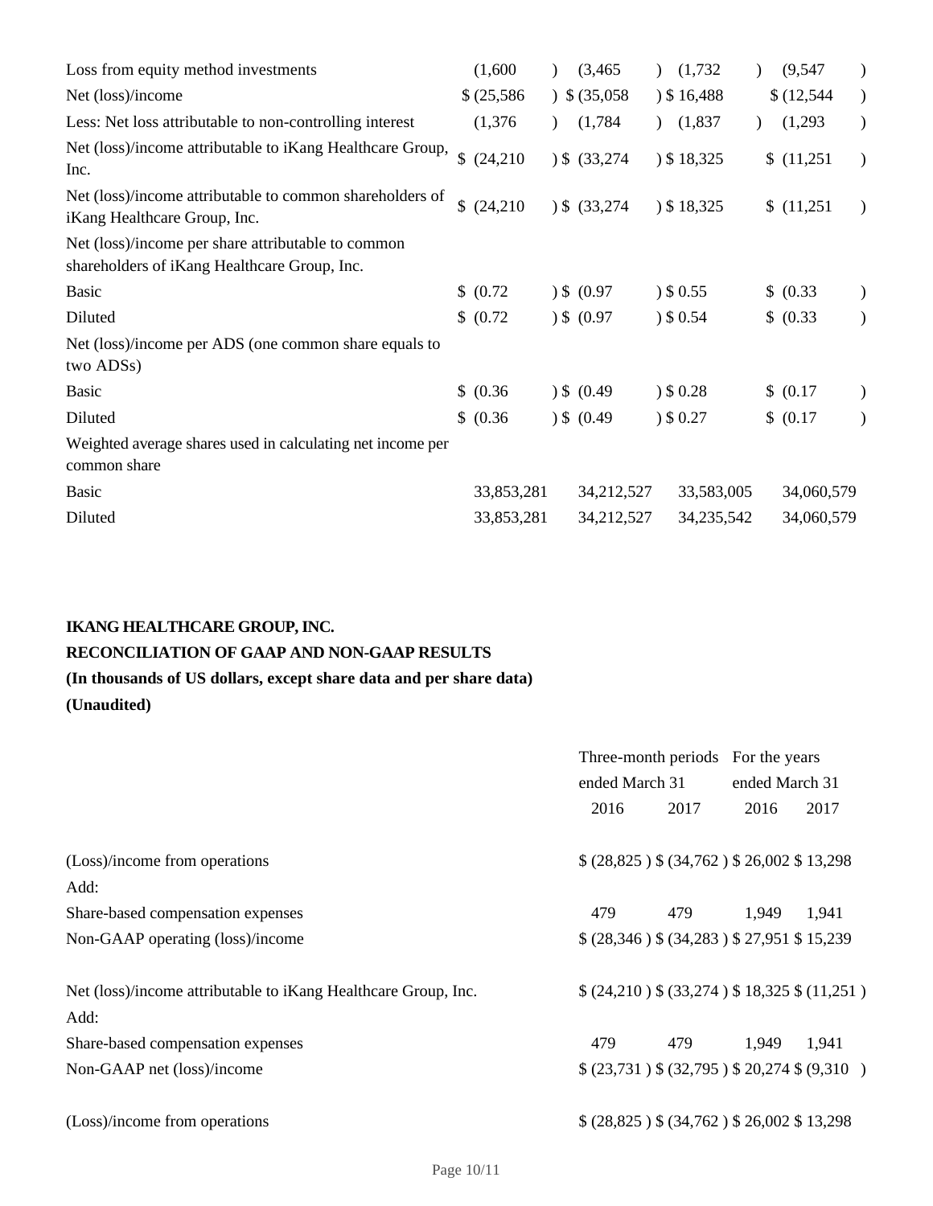| | | | | |
|---|---|---|---|---|
| Loss from equity method investments | (1,600) | (3,465) | (1,732) | (9,547) |
| Net (loss)/income | $ (25,586) | $ (35,058) | $ 16,488 | $ (12,544) |
| Less: Net loss attributable to non-controlling interest | (1,376) | (1,784) | (1,837) | (1,293) |
| Net (loss)/income attributable to iKang Healthcare Group, Inc. | $ (24,210) | $ (33,274) | $ 18,325 | $ (11,251) |
| Net (loss)/income attributable to common shareholders of iKang Healthcare Group, Inc. | $ (24,210) | $ (33,274) | $ 18,325 | $ (11,251) |
| Net (loss)/income per share attributable to common shareholders of iKang Healthcare Group, Inc. | | | | |
| Basic | $ (0.72) | $ (0.97) | $ 0.55 | $ (0.33) |
| Diluted | $ (0.72) | $ (0.97) | $ 0.54 | $ (0.33) |
| Net (loss)/income per ADS (one common share equals to two ADSs) | | | | |
| Basic | $ (0.36) | $ (0.49) | $ 0.28 | $ (0.17) |
| Diluted | $ (0.36) | $ (0.49) | $ 0.27 | $ (0.17) |
| Weighted average shares used in calculating net income per common share | | | | |
| Basic | 33,853,281 | 34,212,527 | 33,583,005 | 34,060,579 |
| Diluted | 33,853,281 | 34,212,527 | 34,235,542 | 34,060,579 |

**IKANG HEALTHCARE GROUP, INC.**

**RECONCILIATION OF GAAP AND NON-GAAP RESULTS**

**(In thousands of US dollars, except share data and per share data)**

**(Unaudited)**

| | Three-month periods ended March 31 | | For the years ended March 31 | |
|---|---|---|---|---|
| | 2016 | 2017 | 2016 | 2017 |
| (Loss)/income from operations | $ (28,825) | $ (34,762) | $ 26,002 | $ 13,298 |
| Add: | | | | |
| Share-based compensation expenses | 479 | 479 | 1,949 | 1,941 |
| Non-GAAP operating (loss)/income | $ (28,346) | $ (34,283) | $ 27,951 | $ 15,239 |
| | | | | |
| Net (loss)/income attributable to iKang Healthcare Group, Inc. | $ (24,210) | $ (33,274) | $ 18,325 | $ (11,251) |
| Add: | | | | |
| Share-based compensation expenses | 479 | 479 | 1,949 | 1,941 |
| Non-GAAP net (loss)/income | $ (23,731) | $ (32,795) | $ 20,274 | $ (9,310) |
| | | | | |
| (Loss)/income from operations | $ (28,825) | $ (34,762) | $ 26,002 | $ 13,298 |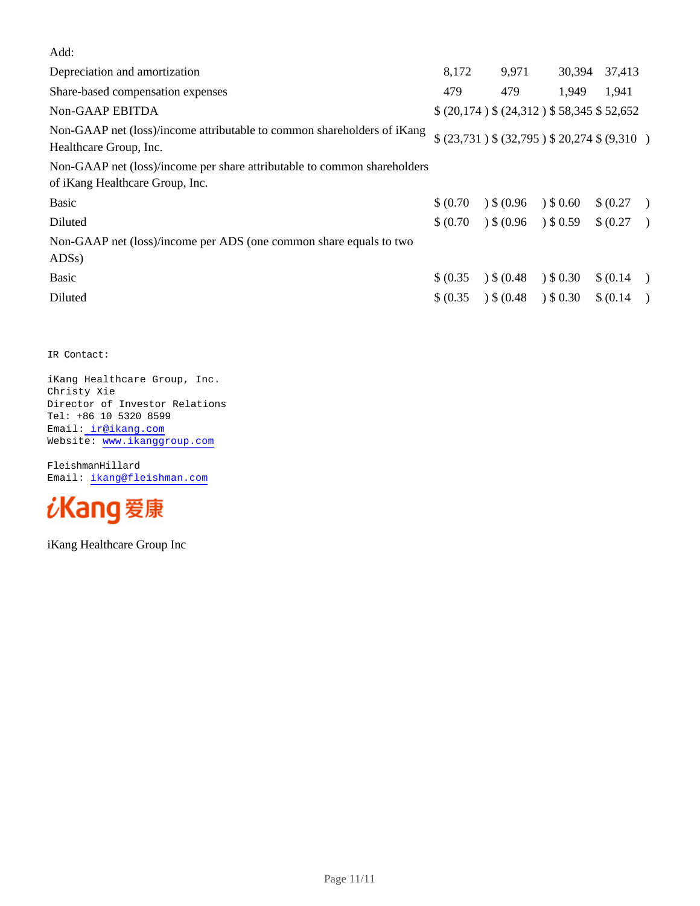| | | | | |
|---|---|---|---|---|
| Add: | | | | |
| Depreciation and amortization | 8,172 | 9,971 | 30,394 | 37,413 |
| Share-based compensation expenses | 479 | 479 | 1,949 | 1,941 |
| Non-GAAP EBITDA | $ (20,174 ) | $ (24,312 ) | $ 58,345 | $ 52,652 |
| Non-GAAP net (loss)/income attributable to common shareholders of iKang Healthcare Group, Inc. | $ (23,731 ) | $ (32,795 ) | $ 20,274 | $ (9,310 ) |
| Non-GAAP net (loss)/income per share attributable to common shareholders of iKang Healthcare Group, Inc. | | | | |
| Basic | $ (0.70 ) | $ (0.96 ) | $ 0.60 | $ (0.27 ) |
| Diluted | $ (0.70 ) | $ (0.96 ) | $ 0.59 | $ (0.27 ) |
| Non-GAAP net (loss)/income per ADS (one common share equals to two ADSs) | | | | |
| Basic | $ (0.35 ) | $ (0.48 ) | $ 0.30 | $ (0.14 ) |
| Diluted | $ (0.35 ) | $ (0.48 ) | $ 0.30 | $ (0.14 ) |

IR Contact:

iKang Healthcare Group, Inc.
Christy Xie
Director of Investor Relations
Tel: +86 10 5320 8599
Email: ir@ikang.com
Website: www.ikanggroup.com

FleishmanHillard
Email: ikang@fleishman.com

iKang 爱康

iKang Healthcare Group Inc